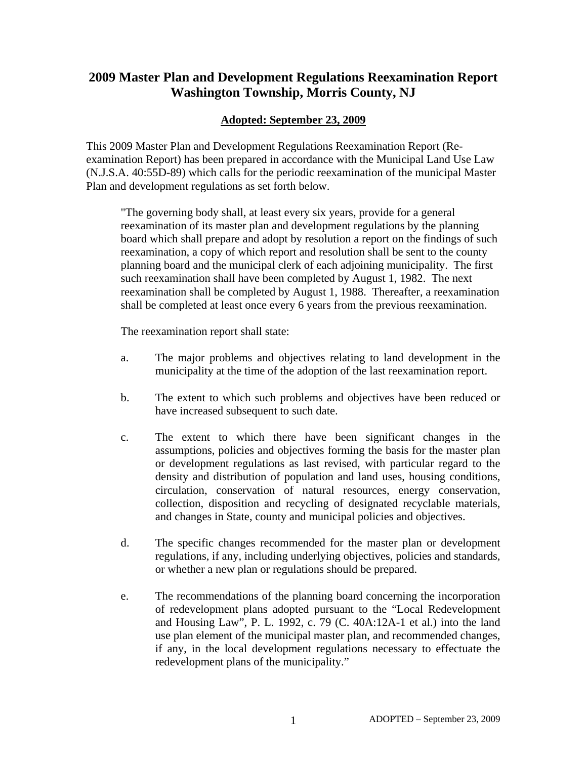# 2009 Master Plan and Development Regulations Reexamination Report
# Washington Township, Morris County, NJ

**<u>Adopted: September 23, 2009</u>**

This 2009 Master Plan and Development Regulations Reexamination Report (Re-examination Report) has been prepared in accordance with the Municipal Land Use Law (N.J.S.A. 40:55D-89) which calls for the periodic reexamination of the municipal Master Plan and development regulations as set forth below.

> "The governing body shall, at least every six years, provide for a general reexamination of its master plan and development regulations by the planning board which shall prepare and adopt by resolution a report on the findings of such reexamination, a copy of which report and resolution shall be sent to the county planning board and the municipal clerk of each adjoining municipality. The first such reexamination shall have been completed by August 1, 1982. The next reexamination shall be completed by August 1, 1988. Thereafter, a reexamination shall be completed at least once every 6 years from the previous reexamination.
>
> The reexamination report shall state:
>
> a. The major problems and objectives relating to land development in the municipality at the time of the adoption of the last reexamination report.
>
> b. The extent to which such problems and objectives have been reduced or have increased subsequent to such date.
>
> c. The extent to which there have been significant changes in the assumptions, policies and objectives forming the basis for the master plan or development regulations as last revised, with particular regard to the density and distribution of population and land uses, housing conditions, circulation, conservation of natural resources, energy conservation, collection, disposition and recycling of designated recyclable materials, and changes in State, county and municipal policies and objectives.
>
> d. The specific changes recommended for the master plan or development regulations, if any, including underlying objectives, policies and standards, or whether a new plan or regulations should be prepared.
>
> e. The recommendations of the planning board concerning the incorporation of redevelopment plans adopted pursuant to the "Local Redevelopment and Housing Law", P. L. 1992, c. 79 (C. 40A:12A-1 et al.) into the land use plan element of the municipal master plan, and recommended changes, if any, in the local development regulations necessary to effectuate the redevelopment plans of the municipality."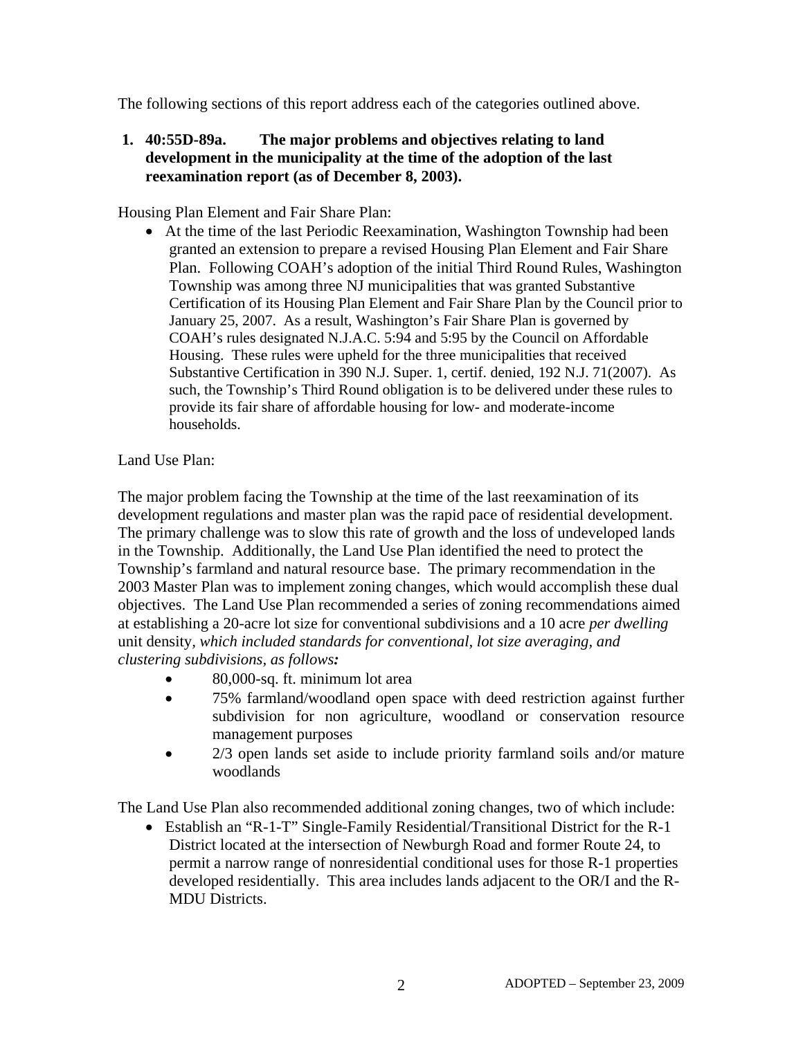The following sections of this report address each of the categories outlined above.

**1. 40:55D-89a. The major problems and objectives relating to land development in the municipality at the time of the adoption of the last reexamination report (as of December 8, 2003).**

Housing Plan Element and Fair Share Plan:

- At the time of the last Periodic Reexamination, Washington Township had been granted an extension to prepare a revised Housing Plan Element and Fair Share Plan. Following COAH's adoption of the initial Third Round Rules, Washington Township was among three NJ municipalities that was granted Substantive Certification of its Housing Plan Element and Fair Share Plan by the Council prior to January 25, 2007. As a result, Washington's Fair Share Plan is governed by COAH's rules designated N.J.A.C. 5:94 and 5:95 by the Council on Affordable Housing. These rules were upheld for the three municipalities that received Substantive Certification in 390 N.J. Super. 1, certif. denied, 192 N.J. 71(2007). As such, the Township's Third Round obligation is to be delivered under these rules to provide its fair share of affordable housing for low- and moderate-income households.

Land Use Plan:

The major problem facing the Township at the time of the last reexamination of its development regulations and master plan was the rapid pace of residential development. The primary challenge was to slow this rate of growth and the loss of undeveloped lands in the Township. Additionally, the Land Use Plan identified the need to protect the Township's farmland and natural resource base. The primary recommendation in the 2003 Master Plan was to implement zoning changes, which would accomplish these dual objectives. The Land Use Plan recommended a series of zoning recommendations aimed at establishing a 20-acre lot size for conventional subdivisions and a 10 acre *per dwelling* unit density, *which included standards for conventional, lot size averaging, and clustering subdivisions, as follows:*

- 80,000-sq. ft. minimum lot area
- 75% farmland/woodland open space with deed restriction against further subdivision for non agriculture, woodland or conservation resource management purposes
- 2/3 open lands set aside to include priority farmland soils and/or mature woodlands

The Land Use Plan also recommended additional zoning changes, two of which include:

- Establish an "R-1-T" Single-Family Residential/Transitional District for the R-1 District located at the intersection of Newburgh Road and former Route 24, to permit a narrow range of nonresidential conditional uses for those R-1 properties developed residentially. This area includes lands adjacent to the OR/I and the R-MDU Districts.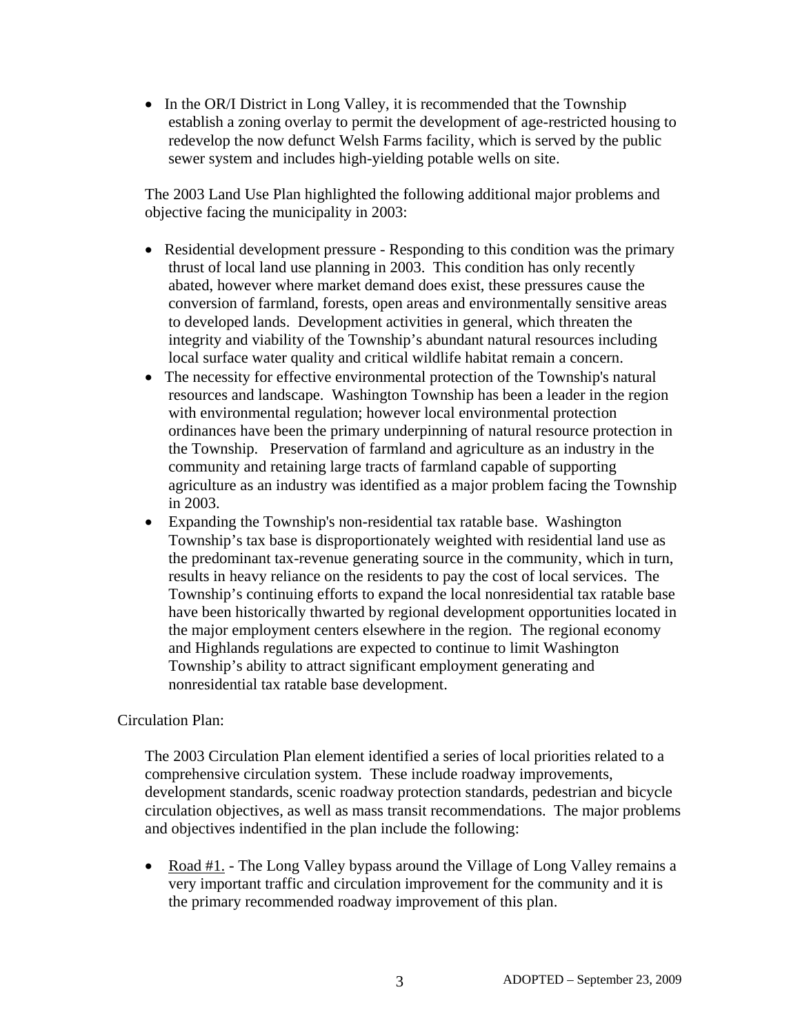- In the OR/I District in Long Valley, it is recommended that the Township establish a zoning overlay to permit the development of age-restricted housing to redevelop the now defunct Welsh Farms facility, which is served by the public sewer system and includes high-yielding potable wells on site.

The 2003 Land Use Plan highlighted the following additional major problems and objective facing the municipality in 2003:

- Residential development pressure - Responding to this condition was the primary thrust of local land use planning in 2003. This condition has only recently abated, however where market demand does exist, these pressures cause the conversion of farmland, forests, open areas and environmentally sensitive areas to developed lands. Development activities in general, which threaten the integrity and viability of the Township's abundant natural resources including local surface water quality and critical wildlife habitat remain a concern.
- The necessity for effective environmental protection of the Township's natural resources and landscape. Washington Township has been a leader in the region with environmental regulation; however local environmental protection ordinances have been the primary underpinning of natural resource protection in the Township. Preservation of farmland and agriculture as an industry in the community and retaining large tracts of farmland capable of supporting agriculture as an industry was identified as a major problem facing the Township in 2003.
- Expanding the Township's non-residential tax ratable base. Washington Township's tax base is disproportionately weighted with residential land use as the predominant tax-revenue generating source in the community, which in turn, results in heavy reliance on the residents to pay the cost of local services. The Township's continuing efforts to expand the local nonresidential tax ratable base have been historically thwarted by regional development opportunities located in the major employment centers elsewhere in the region. The regional economy and Highlands regulations are expected to continue to limit Washington Township's ability to attract significant employment generating and nonresidential tax ratable base development.

Circulation Plan:

The 2003 Circulation Plan element identified a series of local priorities related to a comprehensive circulation system. These include roadway improvements, development standards, scenic roadway protection standards, pedestrian and bicycle circulation objectives, as well as mass transit recommendations. The major problems and objectives indentified in the plan include the following:

- Road #1. - The Long Valley bypass around the Village of Long Valley remains a very important traffic and circulation improvement for the community and it is the primary recommended roadway improvement of this plan.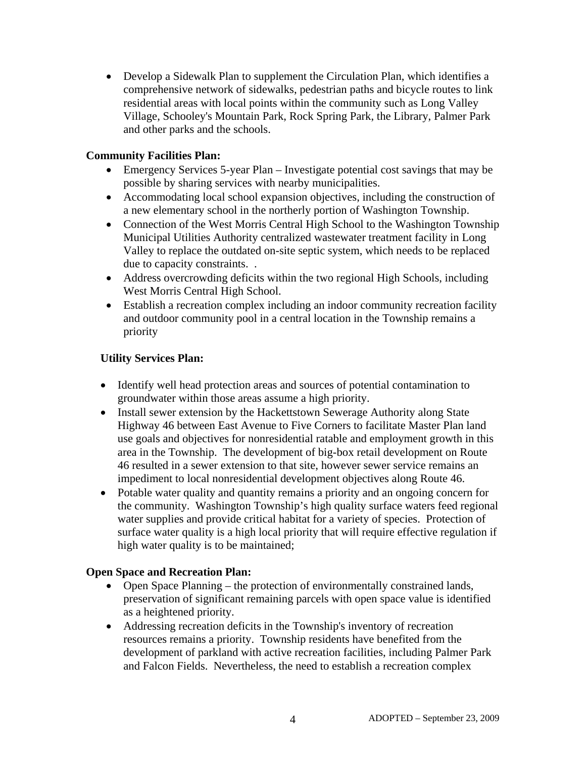- Develop a Sidewalk Plan to supplement the Circulation Plan, which identifies a comprehensive network of sidewalks, pedestrian paths and bicycle routes to link residential areas with local points within the community such as Long Valley Village, Schooley's Mountain Park, Rock Spring Park, the Library, Palmer Park and other parks and the schools.

**Community Facilities Plan:**

- Emergency Services 5-year Plan – Investigate potential cost savings that may be possible by sharing services with nearby municipalities.
- Accommodating local school expansion objectives, including the construction of a new elementary school in the northerly portion of Washington Township.
- Connection of the West Morris Central High School to the Washington Township Municipal Utilities Authority centralized wastewater treatment facility in Long Valley to replace the outdated on-site septic system, which needs to be replaced due to capacity constraints. .
- Address overcrowding deficits within the two regional High Schools, including West Morris Central High School.
- Establish a recreation complex including an indoor community recreation facility and outdoor community pool in a central location in the Township remains a priority

**Utility Services Plan:**

- Identify well head protection areas and sources of potential contamination to groundwater within those areas assume a high priority.
- Install sewer extension by the Hackettstown Sewerage Authority along State Highway 46 between East Avenue to Five Corners to facilitate Master Plan land use goals and objectives for nonresidential ratable and employment growth in this area in the Township. The development of big-box retail development on Route 46 resulted in a sewer extension to that site, however sewer service remains an impediment to local nonresidential development objectives along Route 46.
- Potable water quality and quantity remains a priority and an ongoing concern for the community. Washington Township's high quality surface waters feed regional water supplies and provide critical habitat for a variety of species. Protection of surface water quality is a high local priority that will require effective regulation if high water quality is to be maintained;

**Open Space and Recreation Plan:**

- Open Space Planning – the protection of environmentally constrained lands, preservation of significant remaining parcels with open space value is identified as a heightened priority.
- Addressing recreation deficits in the Township's inventory of recreation resources remains a priority. Township residents have benefited from the development of parkland with active recreation facilities, including Palmer Park and Falcon Fields. Nevertheless, the need to establish a recreation complex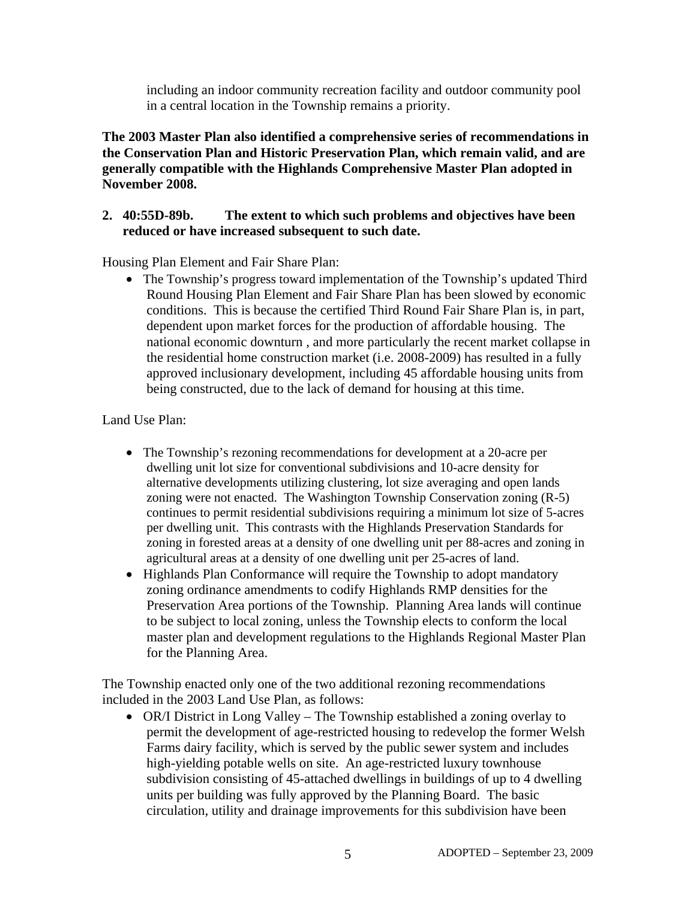including an indoor community recreation facility and outdoor community pool in a central location in the Township remains a priority.

**The 2003 Master Plan also identified a comprehensive series of recommendations in the Conservation Plan and Historic Preservation Plan, which remain valid, and are generally compatible with the Highlands Comprehensive Master Plan adopted in November 2008.**

**2. 40:55D-89b. The extent to which such problems and objectives have been reduced or have increased subsequent to such date.**

Housing Plan Element and Fair Share Plan:

- The Township's progress toward implementation of the Township's updated Third Round Housing Plan Element and Fair Share Plan has been slowed by economic conditions. This is because the certified Third Round Fair Share Plan is, in part, dependent upon market forces for the production of affordable housing. The national economic downturn , and more particularly the recent market collapse in the residential home construction market (i.e. 2008-2009) has resulted in a fully approved inclusionary development, including 45 affordable housing units from being constructed, due to the lack of demand for housing at this time.

Land Use Plan:

- The Township's rezoning recommendations for development at a 20-acre per dwelling unit lot size for conventional subdivisions and 10-acre density for alternative developments utilizing clustering, lot size averaging and open lands zoning were not enacted. The Washington Township Conservation zoning (R-5) continues to permit residential subdivisions requiring a minimum lot size of 5-acres per dwelling unit. This contrasts with the Highlands Preservation Standards for zoning in forested areas at a density of one dwelling unit per 88-acres and zoning in agricultural areas at a density of one dwelling unit per 25-acres of land.
- Highlands Plan Conformance will require the Township to adopt mandatory zoning ordinance amendments to codify Highlands RMP densities for the Preservation Area portions of the Township. Planning Area lands will continue to be subject to local zoning, unless the Township elects to conform the local master plan and development regulations to the Highlands Regional Master Plan for the Planning Area.

The Township enacted only one of the two additional rezoning recommendations included in the 2003 Land Use Plan, as follows:

- OR/I District in Long Valley – The Township established a zoning overlay to permit the development of age-restricted housing to redevelop the former Welsh Farms dairy facility, which is served by the public sewer system and includes high-yielding potable wells on site. An age-restricted luxury townhouse subdivision consisting of 45-attached dwellings in buildings of up to 4 dwelling units per building was fully approved by the Planning Board. The basic circulation, utility and drainage improvements for this subdivision have been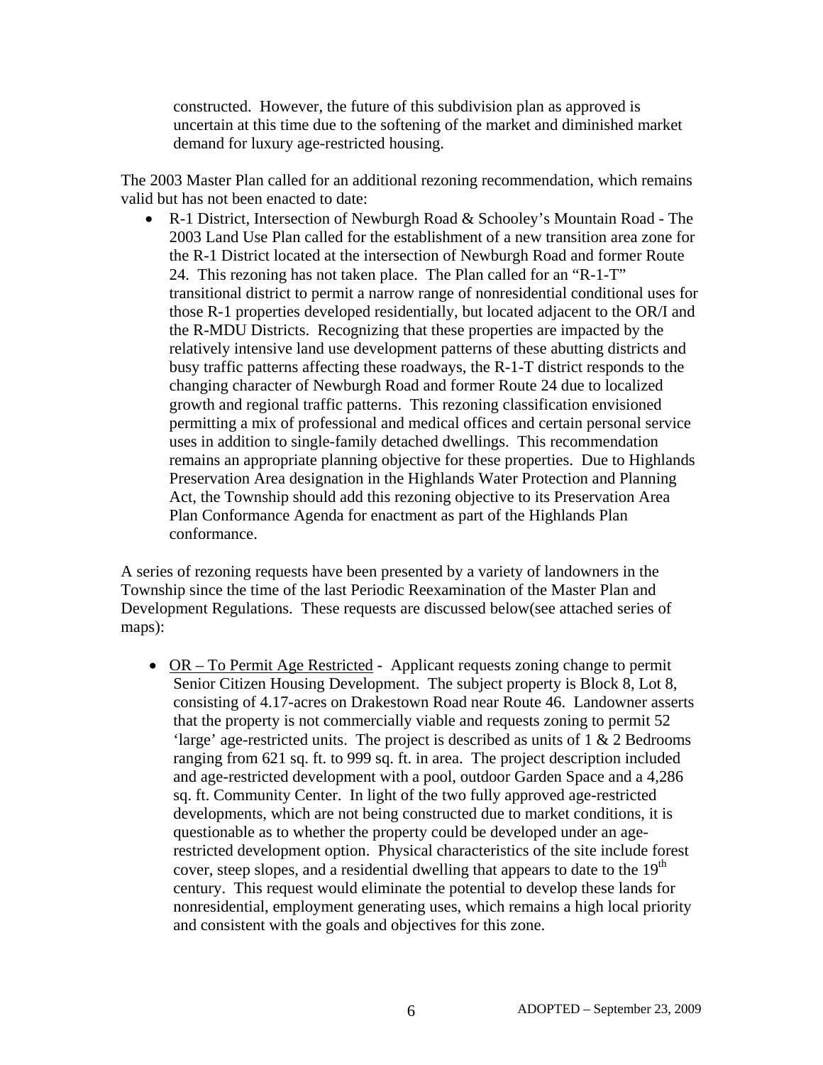constructed. However, the future of this subdivision plan as approved is uncertain at this time due to the softening of the market and diminished market demand for luxury age-restricted housing.

The 2003 Master Plan called for an additional rezoning recommendation, which remains valid but has not been enacted to date:

- R-1 District, Intersection of Newburgh Road & Schooley's Mountain Road - The 2003 Land Use Plan called for the establishment of a new transition area zone for the R-1 District located at the intersection of Newburgh Road and former Route 24. This rezoning has not taken place. The Plan called for an "R-1-T" transitional district to permit a narrow range of nonresidential conditional uses for those R-1 properties developed residentially, but located adjacent to the OR/I and the R-MDU Districts. Recognizing that these properties are impacted by the relatively intensive land use development patterns of these abutting districts and busy traffic patterns affecting these roadways, the R-1-T district responds to the changing character of Newburgh Road and former Route 24 due to localized growth and regional traffic patterns. This rezoning classification envisioned permitting a mix of professional and medical offices and certain personal service uses in addition to single-family detached dwellings. This recommendation remains an appropriate planning objective for these properties. Due to Highlands Preservation Area designation in the Highlands Water Protection and Planning Act, the Township should add this rezoning objective to its Preservation Area Plan Conformance Agenda for enactment as part of the Highlands Plan conformance.

A series of rezoning requests have been presented by a variety of landowners in the Township since the time of the last Periodic Reexamination of the Master Plan and Development Regulations. These requests are discussed below(see attached series of maps):

- <u>OR – To Permit Age Restricted</u> - Applicant requests zoning change to permit Senior Citizen Housing Development. The subject property is Block 8, Lot 8, consisting of 4.17-acres on Drakestown Road near Route 46. Landowner asserts that the property is not commercially viable and requests zoning to permit 52 'large' age-restricted units. The project is described as units of 1 & 2 Bedrooms ranging from 621 sq. ft. to 999 sq. ft. in area. The project description included and age-restricted development with a pool, outdoor Garden Space and a 4,286 sq. ft. Community Center. In light of the two fully approved age-restricted developments, which are not being constructed due to market conditions, it is questionable as to whether the property could be developed under an age-restricted development option. Physical characteristics of the site include forest cover, steep slopes, and a residential dwelling that appears to date to the 19th century. This request would eliminate the potential to develop these lands for nonresidential, employment generating uses, which remains a high local priority and consistent with the goals and objectives for this zone.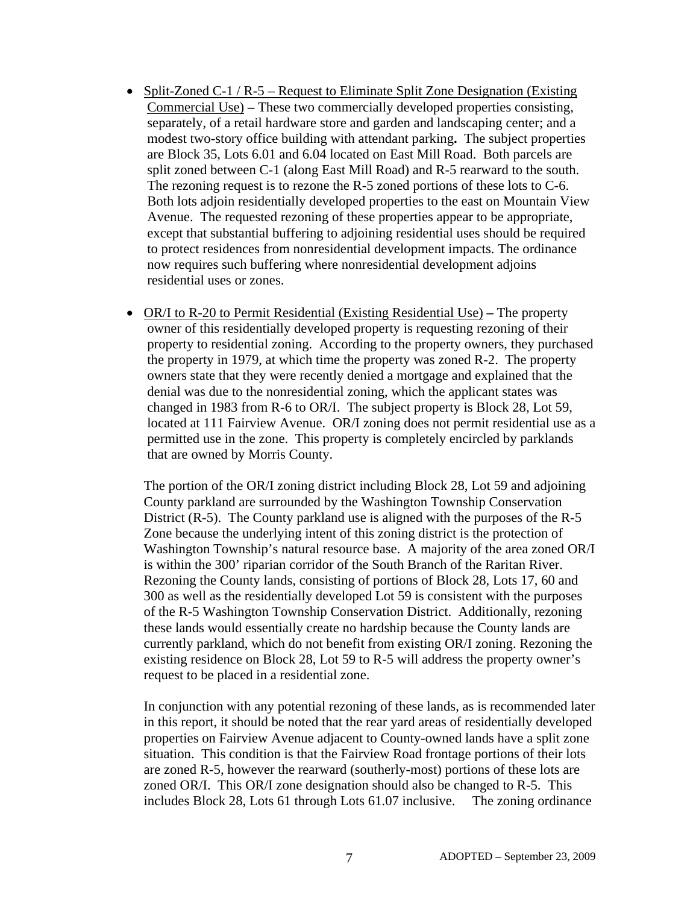- Split-Zoned C-1 / R-5 – Request to Eliminate Split Zone Designation (Existing Commercial Use) **–** These two commercially developed properties consisting, separately, of a retail hardware store and garden and landscaping center; and a modest two-story office building with attendant parking**.** The subject properties are Block 35, Lots 6.01 and 6.04 located on East Mill Road. Both parcels are split zoned between C-1 (along East Mill Road) and R-5 rearward to the south. The rezoning request is to rezone the R-5 zoned portions of these lots to C-6. Both lots adjoin residentially developed properties to the east on Mountain View Avenue. The requested rezoning of these properties appear to be appropriate, except that substantial buffering to adjoining residential uses should be required to protect residences from nonresidential development impacts. The ordinance now requires such buffering where nonresidential development adjoins residential uses or zones.

- OR/I to R-20 to Permit Residential (Existing Residential Use) **–** The property owner of this residentially developed property is requesting rezoning of their property to residential zoning. According to the property owners, they purchased the property in 1979, at which time the property was zoned R-2. The property owners state that they were recently denied a mortgage and explained that the denial was due to the nonresidential zoning, which the applicant states was changed in 1983 from R-6 to OR/I. The subject property is Block 28, Lot 59, located at 111 Fairview Avenue. OR/I zoning does not permit residential use as a permitted use in the zone. This property is completely encircled by parklands that are owned by Morris County.

  The portion of the OR/I zoning district including Block 28, Lot 59 and adjoining County parkland are surrounded by the Washington Township Conservation District (R-5). The County parkland use is aligned with the purposes of the R-5 Zone because the underlying intent of this zoning district is the protection of Washington Township's natural resource base. A majority of the area zoned OR/I is within the 300' riparian corridor of the South Branch of the Raritan River. Rezoning the County lands, consisting of portions of Block 28, Lots 17, 60 and 300 as well as the residentially developed Lot 59 is consistent with the purposes of the R-5 Washington Township Conservation District. Additionally, rezoning these lands would essentially create no hardship because the County lands are currently parkland, which do not benefit from existing OR/I zoning. Rezoning the existing residence on Block 28, Lot 59 to R-5 will address the property owner's request to be placed in a residential zone.

  In conjunction with any potential rezoning of these lands, as is recommended later in this report, it should be noted that the rear yard areas of residentially developed properties on Fairview Avenue adjacent to County-owned lands have a split zone situation. This condition is that the Fairview Road frontage portions of their lots are zoned R-5, however the rearward (southerly-most) portions of these lots are zoned OR/I. This OR/I zone designation should also be changed to R-5. This includes Block 28, Lots 61 through Lots 61.07 inclusive. The zoning ordinance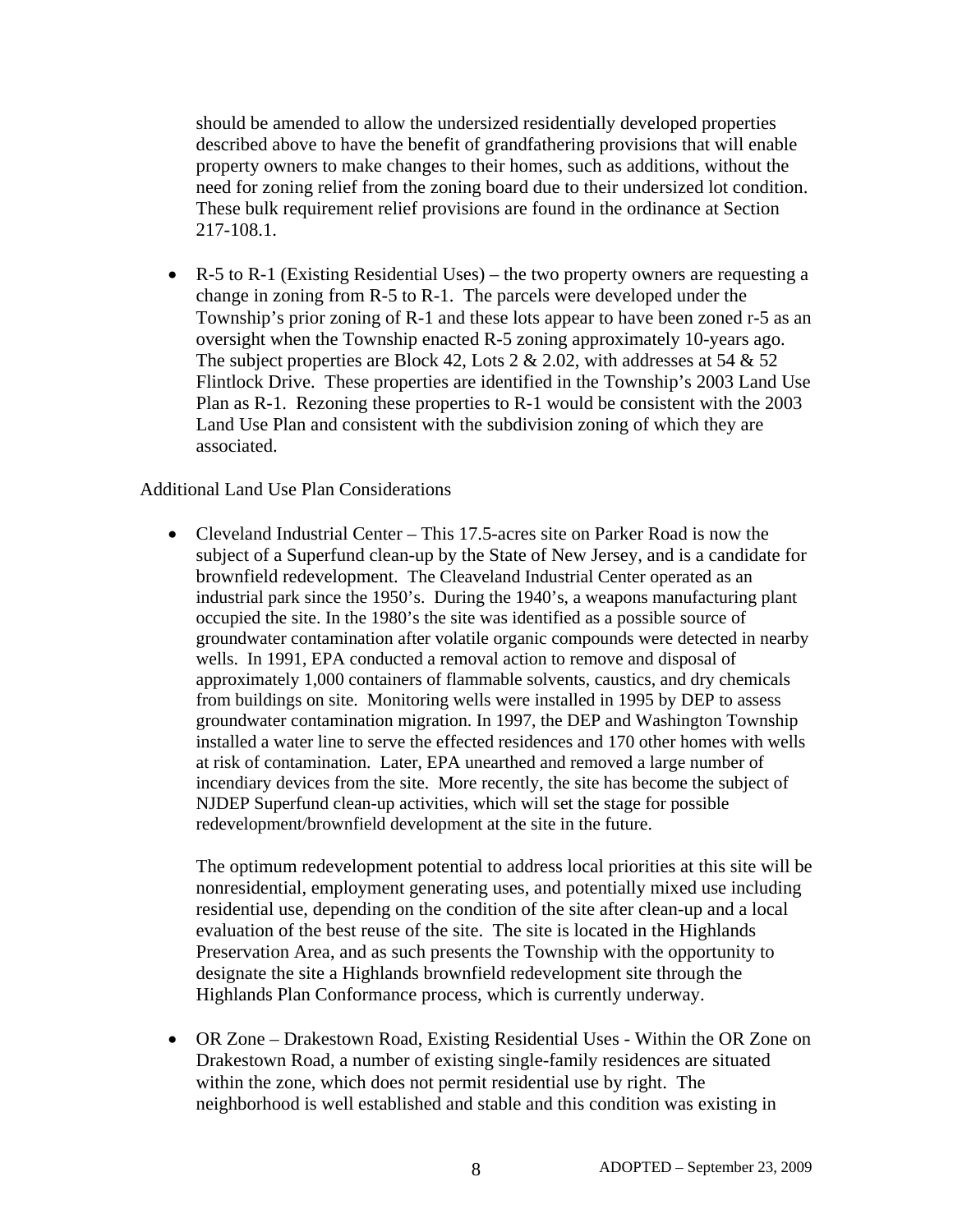should be amended to allow the undersized residentially developed properties described above to have the benefit of grandfathering provisions that will enable property owners to make changes to their homes, such as additions, without the need for zoning relief from the zoning board due to their undersized lot condition. These bulk requirement relief provisions are found in the ordinance at Section 217-108.1.

- R-5 to R-1 (Existing Residential Uses) – the two property owners are requesting a change in zoning from R-5 to R-1. The parcels were developed under the Township's prior zoning of R-1 and these lots appear to have been zoned r-5 as an oversight when the Township enacted R-5 zoning approximately 10-years ago. The subject properties are Block 42, Lots 2 & 2.02, with addresses at 54 & 52 Flintlock Drive. These properties are identified in the Township's 2003 Land Use Plan as R-1. Rezoning these properties to R-1 would be consistent with the 2003 Land Use Plan and consistent with the subdivision zoning of which they are associated.

Additional Land Use Plan Considerations

- Cleveland Industrial Center – This 17.5-acres site on Parker Road is now the subject of a Superfund clean-up by the State of New Jersey, and is a candidate for brownfield redevelopment. The Cleaveland Industrial Center operated as an industrial park since the 1950's. During the 1940's, a weapons manufacturing plant occupied the site. In the 1980's the site was identified as a possible source of groundwater contamination after volatile organic compounds were detected in nearby wells. In 1991, EPA conducted a removal action to remove and disposal of approximately 1,000 containers of flammable solvents, caustics, and dry chemicals from buildings on site. Monitoring wells were installed in 1995 by DEP to assess groundwater contamination migration. In 1997, the DEP and Washington Township installed a water line to serve the effected residences and 170 other homes with wells at risk of contamination. Later, EPA unearthed and removed a large number of incendiary devices from the site. More recently, the site has become the subject of NJDEP Superfund clean-up activities, which will set the stage for possible redevelopment/brownfield development at the site in the future.

  The optimum redevelopment potential to address local priorities at this site will be nonresidential, employment generating uses, and potentially mixed use including residential use, depending on the condition of the site after clean-up and a local evaluation of the best reuse of the site. The site is located in the Highlands Preservation Area, and as such presents the Township with the opportunity to designate the site a Highlands brownfield redevelopment site through the Highlands Plan Conformance process, which is currently underway.

- OR Zone – Drakestown Road, Existing Residential Uses - Within the OR Zone on Drakestown Road, a number of existing single-family residences are situated within the zone, which does not permit residential use by right. The neighborhood is well established and stable and this condition was existing in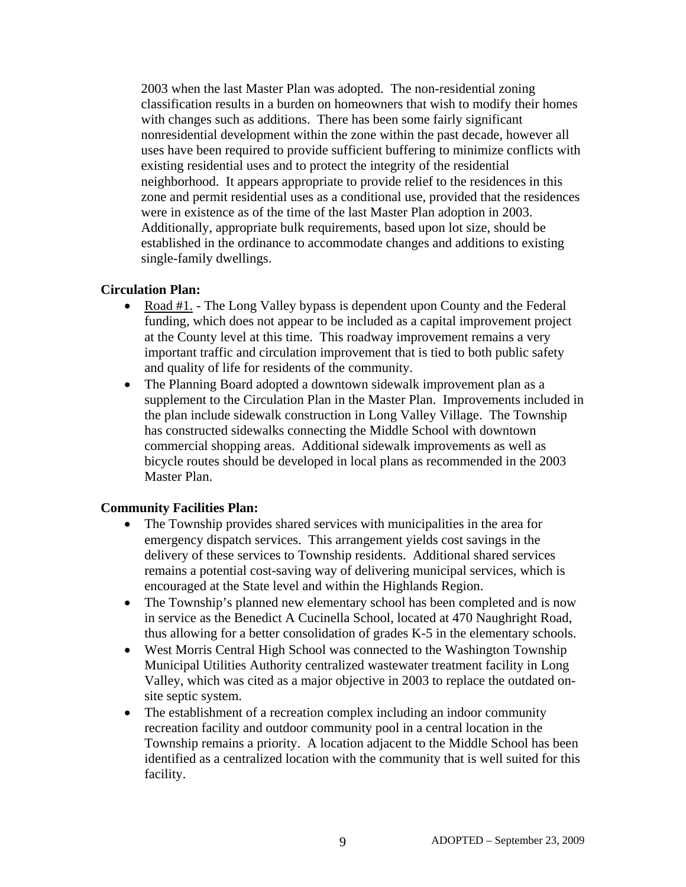2003 when the last Master Plan was adopted. The non-residential zoning classification results in a burden on homeowners that wish to modify their homes with changes such as additions. There has been some fairly significant nonresidential development within the zone within the past decade, however all uses have been required to provide sufficient buffering to minimize conflicts with existing residential uses and to protect the integrity of the residential neighborhood. It appears appropriate to provide relief to the residences in this zone and permit residential uses as a conditional use, provided that the residences were in existence as of the time of the last Master Plan adoption in 2003. Additionally, appropriate bulk requirements, based upon lot size, should be established in the ordinance to accommodate changes and additions to existing single-family dwellings.

**Circulation Plan:**

- Road #1. - The Long Valley bypass is dependent upon County and the Federal funding, which does not appear to be included as a capital improvement project at the County level at this time. This roadway improvement remains a very important traffic and circulation improvement that is tied to both public safety and quality of life for residents of the community.
- The Planning Board adopted a downtown sidewalk improvement plan as a supplement to the Circulation Plan in the Master Plan. Improvements included in the plan include sidewalk construction in Long Valley Village. The Township has constructed sidewalks connecting the Middle School with downtown commercial shopping areas. Additional sidewalk improvements as well as bicycle routes should be developed in local plans as recommended in the 2003 Master Plan.

**Community Facilities Plan:**

- The Township provides shared services with municipalities in the area for emergency dispatch services. This arrangement yields cost savings in the delivery of these services to Township residents. Additional shared services remains a potential cost-saving way of delivering municipal services, which is encouraged at the State level and within the Highlands Region.
- The Township's planned new elementary school has been completed and is now in service as the Benedict A Cucinella School, located at 470 Naughright Road, thus allowing for a better consolidation of grades K-5 in the elementary schools.
- West Morris Central High School was connected to the Washington Township Municipal Utilities Authority centralized wastewater treatment facility in Long Valley, which was cited as a major objective in 2003 to replace the outdated on-site septic system.
- The establishment of a recreation complex including an indoor community recreation facility and outdoor community pool in a central location in the Township remains a priority. A location adjacent to the Middle School has been identified as a centralized location with the community that is well suited for this facility.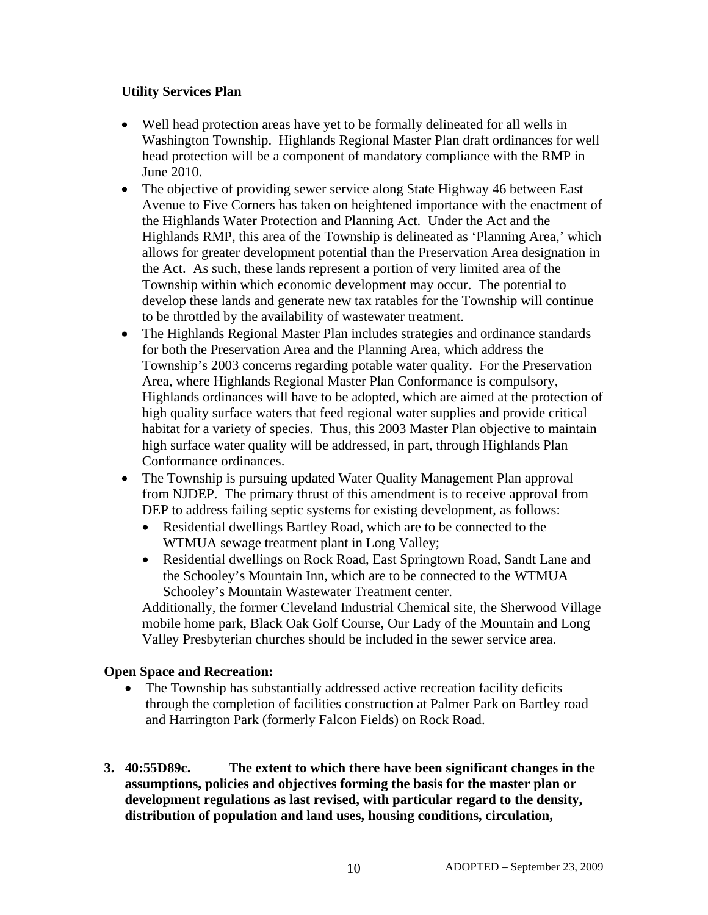**Utility Services Plan**

- Well head protection areas have yet to be formally delineated for all wells in Washington Township. Highlands Regional Master Plan draft ordinances for well head protection will be a component of mandatory compliance with the RMP in June 2010.
- The objective of providing sewer service along State Highway 46 between East Avenue to Five Corners has taken on heightened importance with the enactment of the Highlands Water Protection and Planning Act. Under the Act and the Highlands RMP, this area of the Township is delineated as 'Planning Area,' which allows for greater development potential than the Preservation Area designation in the Act. As such, these lands represent a portion of very limited area of the Township within which economic development may occur. The potential to develop these lands and generate new tax ratables for the Township will continue to be throttled by the availability of wastewater treatment.
- The Highlands Regional Master Plan includes strategies and ordinance standards for both the Preservation Area and the Planning Area, which address the Township's 2003 concerns regarding potable water quality. For the Preservation Area, where Highlands Regional Master Plan Conformance is compulsory, Highlands ordinances will have to be adopted, which are aimed at the protection of high quality surface waters that feed regional water supplies and provide critical habitat for a variety of species. Thus, this 2003 Master Plan objective to maintain high surface water quality will be addressed, in part, through Highlands Plan Conformance ordinances.
- The Township is pursuing updated Water Quality Management Plan approval from NJDEP. The primary thrust of this amendment is to receive approval from DEP to address failing septic systems for existing development, as follows:
  - Residential dwellings Bartley Road, which are to be connected to the WTMUA sewage treatment plant in Long Valley;
  - Residential dwellings on Rock Road, East Springtown Road, Sandt Lane and the Schooley's Mountain Inn, which are to be connected to the WTMUA Schooley's Mountain Wastewater Treatment center.

  Additionally, the former Cleveland Industrial Chemical site, the Sherwood Village mobile home park, Black Oak Golf Course, Our Lady of the Mountain and Long Valley Presbyterian churches should be included in the sewer service area.

**Open Space and Recreation:**

- The Township has substantially addressed active recreation facility deficits through the completion of facilities construction at Palmer Park on Bartley road and Harrington Park (formerly Falcon Fields) on Rock Road.

**3. 40:55D89c. The extent to which there have been significant changes in the assumptions, policies and objectives forming the basis for the master plan or development regulations as last revised, with particular regard to the density, distribution of population and land uses, housing conditions, circulation,**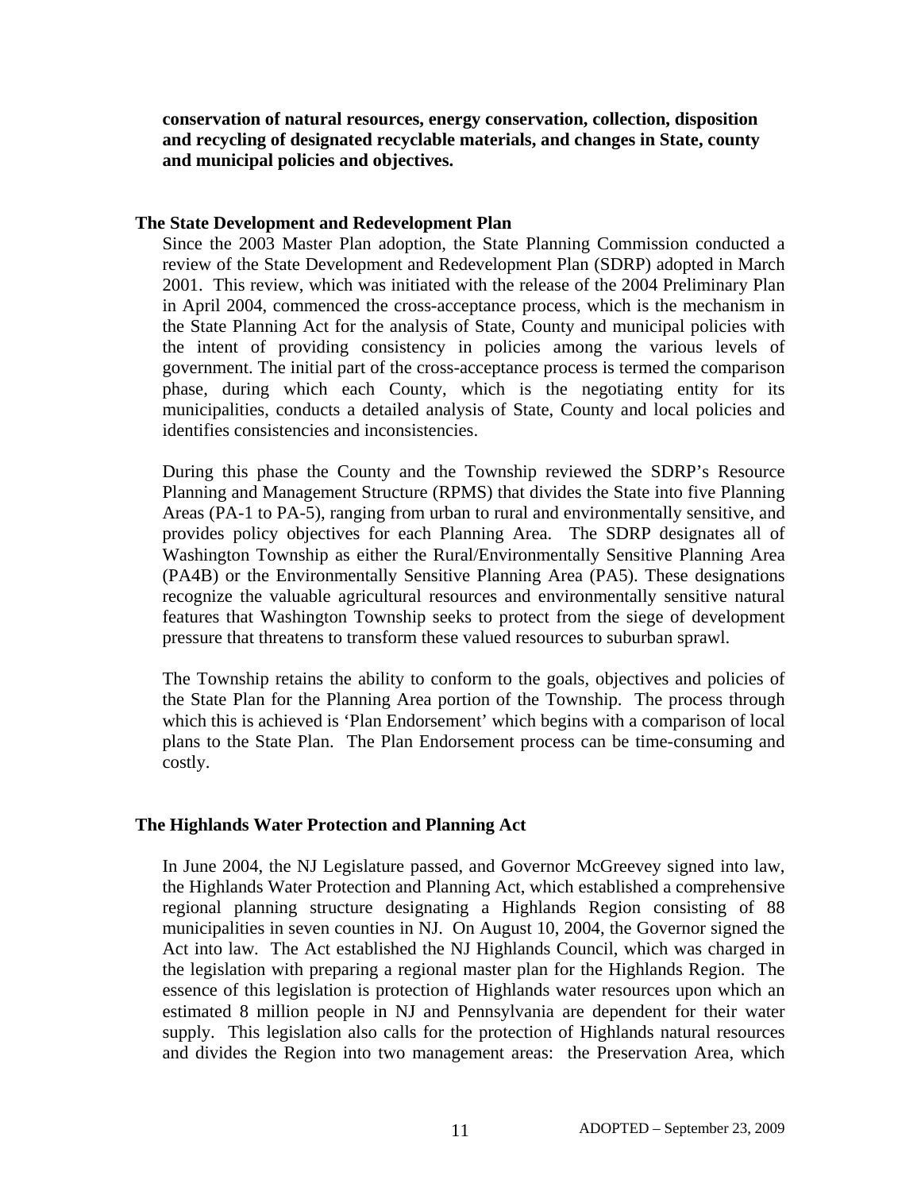**conservation of natural resources, energy conservation, collection, disposition and recycling of designated recyclable materials, and changes in State, county and municipal policies and objectives.**

### The State Development and Redevelopment Plan

Since the 2003 Master Plan adoption, the State Planning Commission conducted a review of the State Development and Redevelopment Plan (SDRP) adopted in March 2001. This review, which was initiated with the release of the 2004 Preliminary Plan in April 2004, commenced the cross-acceptance process, which is the mechanism in the State Planning Act for the analysis of State, County and municipal policies with the intent of providing consistency in policies among the various levels of government. The initial part of the cross-acceptance process is termed the comparison phase, during which each County, which is the negotiating entity for its municipalities, conducts a detailed analysis of State, County and local policies and identifies consistencies and inconsistencies.

During this phase the County and the Township reviewed the SDRP's Resource Planning and Management Structure (RPMS) that divides the State into five Planning Areas (PA-1 to PA-5), ranging from urban to rural and environmentally sensitive, and provides policy objectives for each Planning Area. The SDRP designates all of Washington Township as either the Rural/Environmentally Sensitive Planning Area (PA4B) or the Environmentally Sensitive Planning Area (PA5). These designations recognize the valuable agricultural resources and environmentally sensitive natural features that Washington Township seeks to protect from the siege of development pressure that threatens to transform these valued resources to suburban sprawl.

The Township retains the ability to conform to the goals, objectives and policies of the State Plan for the Planning Area portion of the Township. The process through which this is achieved is 'Plan Endorsement' which begins with a comparison of local plans to the State Plan. The Plan Endorsement process can be time-consuming and costly.

### The Highlands Water Protection and Planning Act

In June 2004, the NJ Legislature passed, and Governor McGreevey signed into law, the Highlands Water Protection and Planning Act, which established a comprehensive regional planning structure designating a Highlands Region consisting of 88 municipalities in seven counties in NJ. On August 10, 2004, the Governor signed the Act into law. The Act established the NJ Highlands Council, which was charged in the legislation with preparing a regional master plan for the Highlands Region. The essence of this legislation is protection of Highlands water resources upon which an estimated 8 million people in NJ and Pennsylvania are dependent for their water supply. This legislation also calls for the protection of Highlands natural resources and divides the Region into two management areas: the Preservation Area, which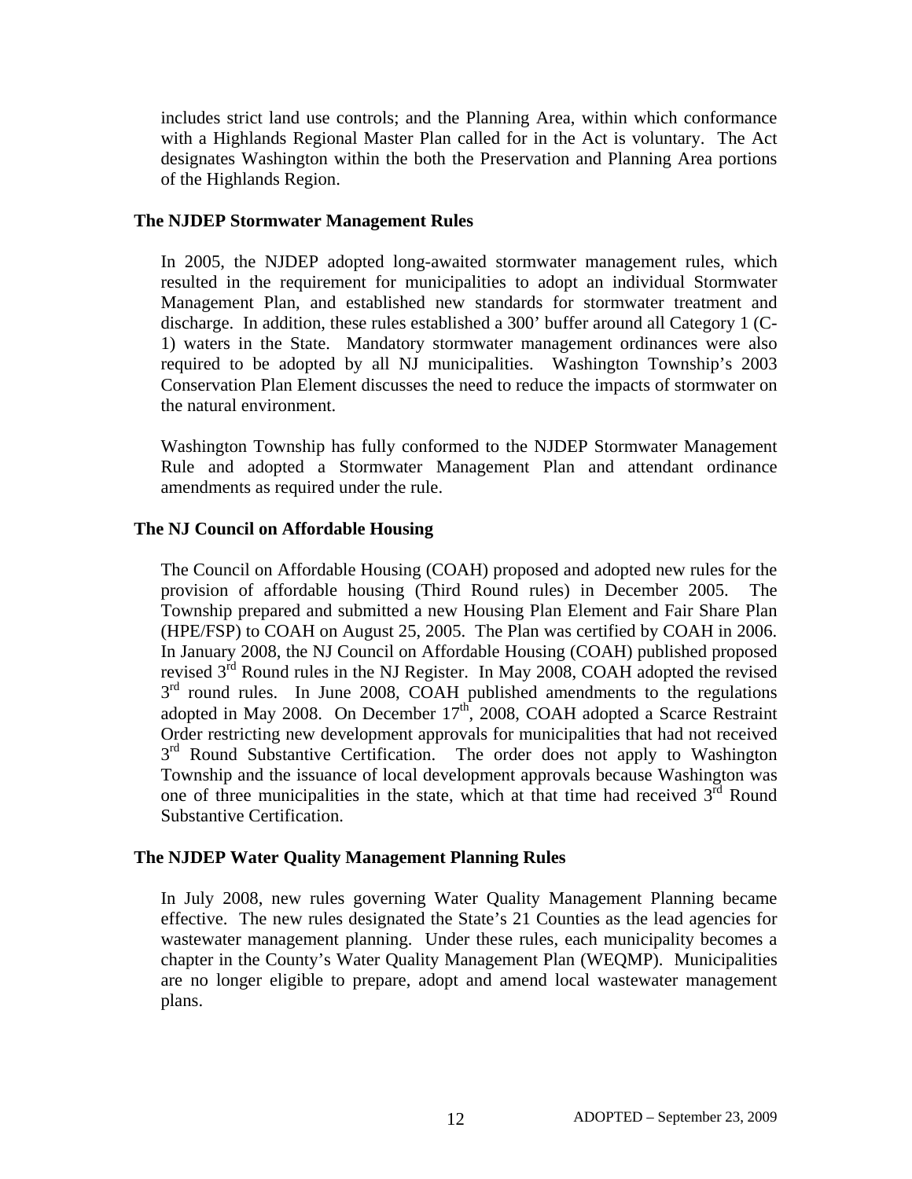includes strict land use controls; and the Planning Area, within which conformance with a Highlands Regional Master Plan called for in the Act is voluntary. The Act designates Washington within the both the Preservation and Planning Area portions of the Highlands Region.

### The NJDEP Stormwater Management Rules

In 2005, the NJDEP adopted long-awaited stormwater management rules, which resulted in the requirement for municipalities to adopt an individual Stormwater Management Plan, and established new standards for stormwater treatment and discharge. In addition, these rules established a 300' buffer around all Category 1 (C-1) waters in the State. Mandatory stormwater management ordinances were also required to be adopted by all NJ municipalities. Washington Township's 2003 Conservation Plan Element discusses the need to reduce the impacts of stormwater on the natural environment.

Washington Township has fully conformed to the NJDEP Stormwater Management Rule and adopted a Stormwater Management Plan and attendant ordinance amendments as required under the rule.

### The NJ Council on Affordable Housing

The Council on Affordable Housing (COAH) proposed and adopted new rules for the provision of affordable housing (Third Round rules) in December 2005. The Township prepared and submitted a new Housing Plan Element and Fair Share Plan (HPE/FSP) to COAH on August 25, 2005. The Plan was certified by COAH in 2006. In January 2008, the NJ Council on Affordable Housing (COAH) published proposed revised 3rd Round rules in the NJ Register. In May 2008, COAH adopted the revised 3rd round rules. In June 2008, COAH published amendments to the regulations adopted in May 2008. On December 17th, 2008, COAH adopted a Scarce Restraint Order restricting new development approvals for municipalities that had not received 3rd Round Substantive Certification. The order does not apply to Washington Township and the issuance of local development approvals because Washington was one of three municipalities in the state, which at that time had received 3rd Round Substantive Certification.

### The NJDEP Water Quality Management Planning Rules

In July 2008, new rules governing Water Quality Management Planning became effective. The new rules designated the State's 21 Counties as the lead agencies for wastewater management planning. Under these rules, each municipality becomes a chapter in the County's Water Quality Management Plan (WEQMP). Municipalities are no longer eligible to prepare, adopt and amend local wastewater management plans.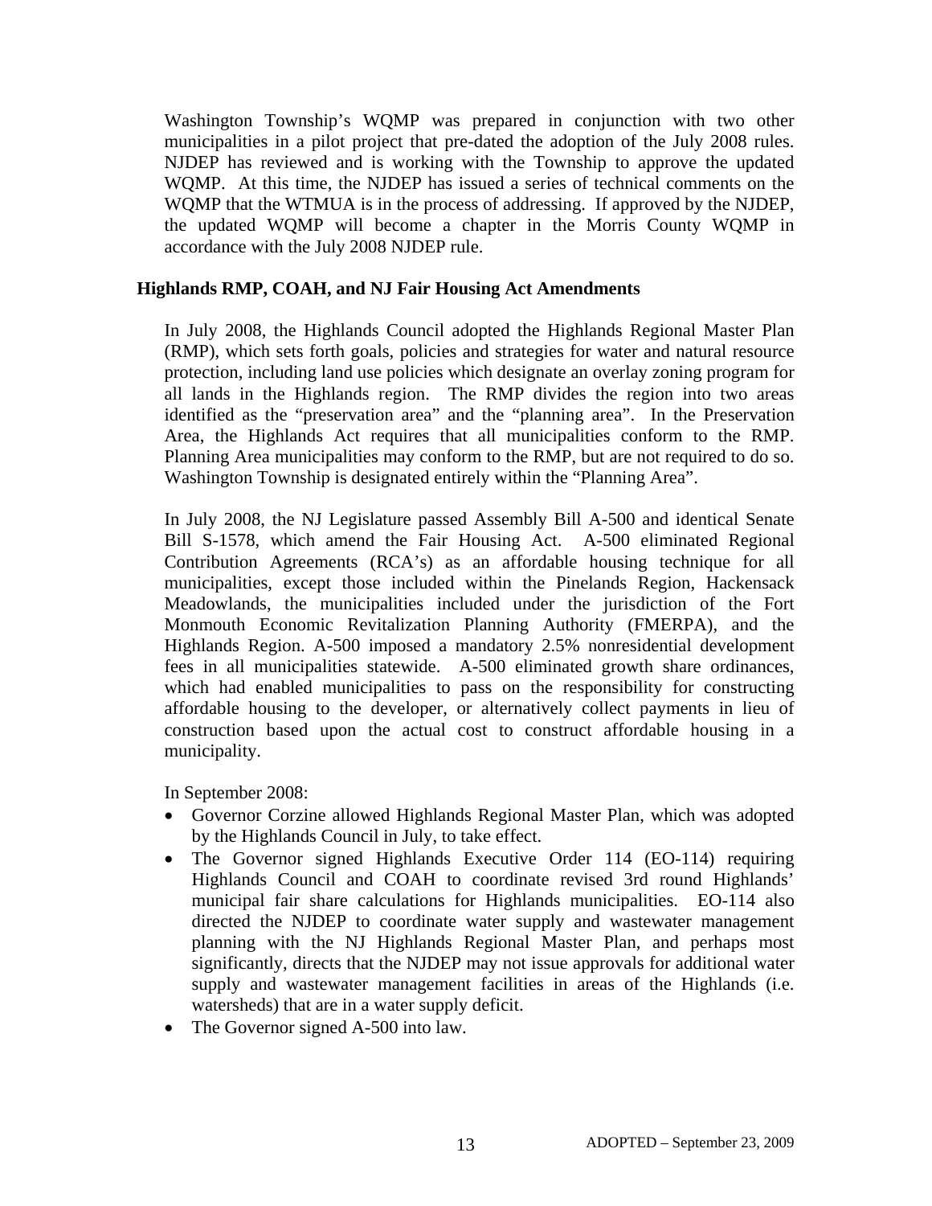Washington Township's WQMP was prepared in conjunction with two other municipalities in a pilot project that pre-dated the adoption of the July 2008 rules. NJDEP has reviewed and is working with the Township to approve the updated WQMP. At this time, the NJDEP has issued a series of technical comments on the WQMP that the WTMUA is in the process of addressing. If approved by the NJDEP, the updated WQMP will become a chapter in the Morris County WQMP in accordance with the July 2008 NJDEP rule.

**Highlands RMP, COAH, and NJ Fair Housing Act Amendments**

In July 2008, the Highlands Council adopted the Highlands Regional Master Plan (RMP), which sets forth goals, policies and strategies for water and natural resource protection, including land use policies which designate an overlay zoning program for all lands in the Highlands region. The RMP divides the region into two areas identified as the "preservation area" and the "planning area". In the Preservation Area, the Highlands Act requires that all municipalities conform to the RMP. Planning Area municipalities may conform to the RMP, but are not required to do so. Washington Township is designated entirely within the "Planning Area".

In July 2008, the NJ Legislature passed Assembly Bill A-500 and identical Senate Bill S-1578, which amend the Fair Housing Act. A-500 eliminated Regional Contribution Agreements (RCA's) as an affordable housing technique for all municipalities, except those included within the Pinelands Region, Hackensack Meadowlands, the municipalities included under the jurisdiction of the Fort Monmouth Economic Revitalization Planning Authority (FMERPA), and the Highlands Region. A-500 imposed a mandatory 2.5% nonresidential development fees in all municipalities statewide. A-500 eliminated growth share ordinances, which had enabled municipalities to pass on the responsibility for constructing affordable housing to the developer, or alternatively collect payments in lieu of construction based upon the actual cost to construct affordable housing in a municipality.

In September 2008:

- Governor Corzine allowed Highlands Regional Master Plan, which was adopted by the Highlands Council in July, to take effect.
- The Governor signed Highlands Executive Order 114 (EO-114) requiring Highlands Council and COAH to coordinate revised 3rd round Highlands' municipal fair share calculations for Highlands municipalities. EO-114 also directed the NJDEP to coordinate water supply and wastewater management planning with the NJ Highlands Regional Master Plan, and perhaps most significantly, directs that the NJDEP may not issue approvals for additional water supply and wastewater management facilities in areas of the Highlands (i.e. watersheds) that are in a water supply deficit.
- The Governor signed A-500 into law.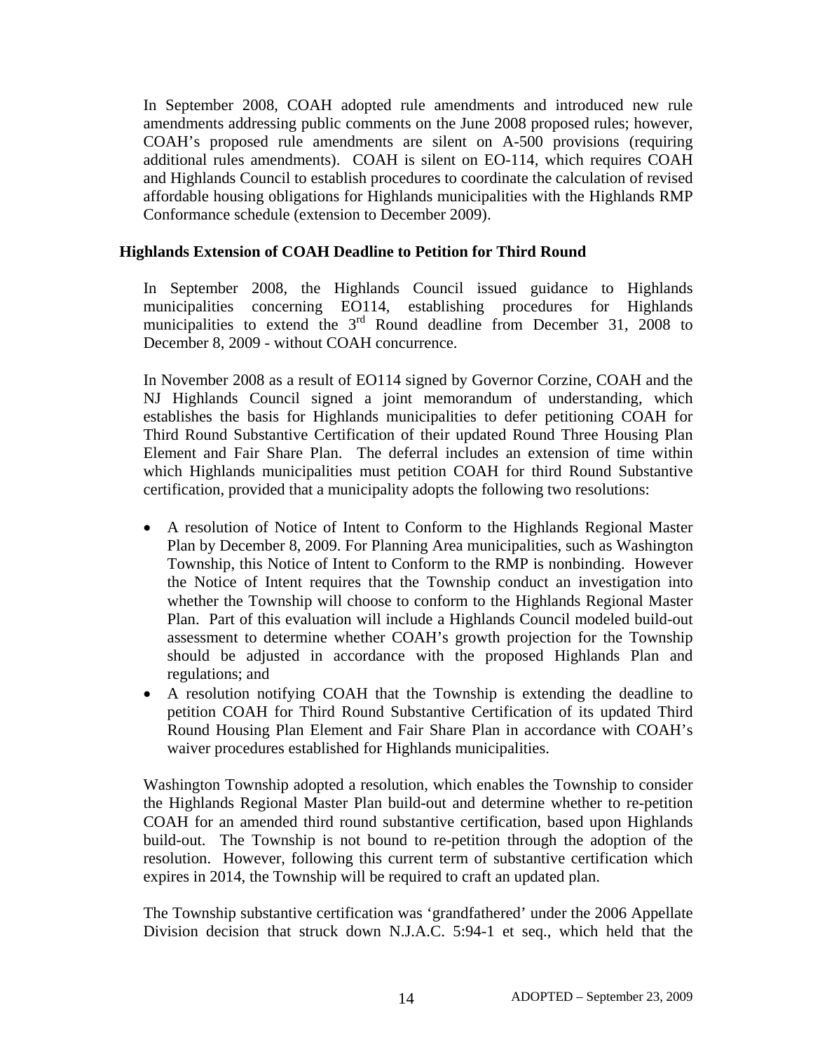In September 2008, COAH adopted rule amendments and introduced new rule amendments addressing public comments on the June 2008 proposed rules; however, COAH's proposed rule amendments are silent on A-500 provisions (requiring additional rules amendments). COAH is silent on EO-114, which requires COAH and Highlands Council to establish procedures to coordinate the calculation of revised affordable housing obligations for Highlands municipalities with the Highlands RMP Conformance schedule (extension to December 2009).

### Highlands Extension of COAH Deadline to Petition for Third Round

In September 2008, the Highlands Council issued guidance to Highlands municipalities concerning EO114, establishing procedures for Highlands municipalities to extend the 3rd Round deadline from December 31, 2008 to December 8, 2009 - without COAH concurrence.

In November 2008 as a result of EO114 signed by Governor Corzine, COAH and the NJ Highlands Council signed a joint memorandum of understanding, which establishes the basis for Highlands municipalities to defer petitioning COAH for Third Round Substantive Certification of their updated Round Three Housing Plan Element and Fair Share Plan. The deferral includes an extension of time within which Highlands municipalities must petition COAH for third Round Substantive certification, provided that a municipality adopts the following two resolutions:

- A resolution of Notice of Intent to Conform to the Highlands Regional Master Plan by December 8, 2009. For Planning Area municipalities, such as Washington Township, this Notice of Intent to Conform to the RMP is nonbinding. However the Notice of Intent requires that the Township conduct an investigation into whether the Township will choose to conform to the Highlands Regional Master Plan. Part of this evaluation will include a Highlands Council modeled build-out assessment to determine whether COAH's growth projection for the Township should be adjusted in accordance with the proposed Highlands Plan and regulations; and
- A resolution notifying COAH that the Township is extending the deadline to petition COAH for Third Round Substantive Certification of its updated Third Round Housing Plan Element and Fair Share Plan in accordance with COAH's waiver procedures established for Highlands municipalities.

Washington Township adopted a resolution, which enables the Township to consider the Highlands Regional Master Plan build-out and determine whether to re-petition COAH for an amended third round substantive certification, based upon Highlands build-out. The Township is not bound to re-petition through the adoption of the resolution. However, following this current term of substantive certification which expires in 2014, the Township will be required to craft an updated plan.

The Township substantive certification was 'grandfathered' under the 2006 Appellate Division decision that struck down N.J.A.C. 5:94-1 et seq., which held that the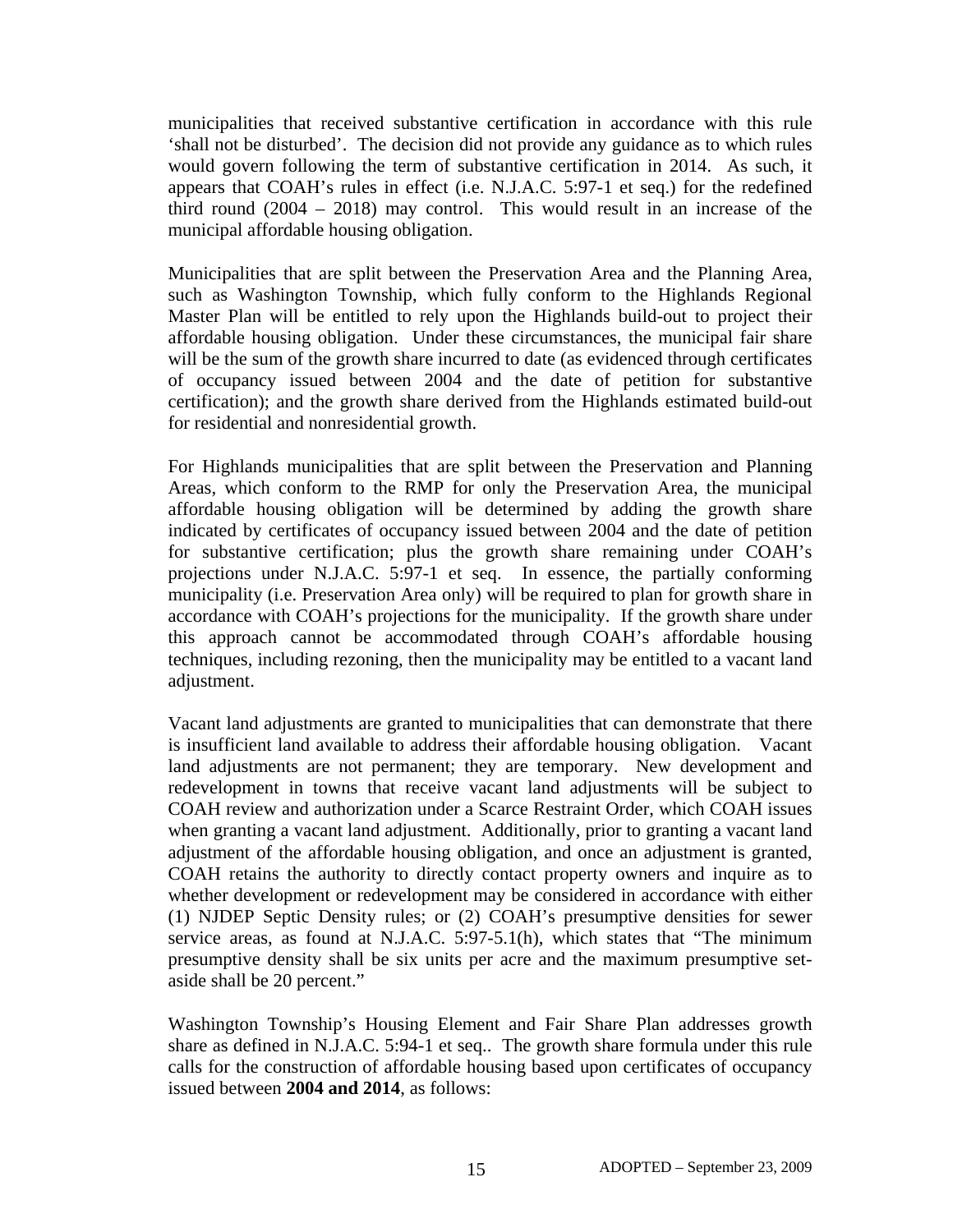municipalities that received substantive certification in accordance with this rule 'shall not be disturbed'. The decision did not provide any guidance as to which rules would govern following the term of substantive certification in 2014. As such, it appears that COAH's rules in effect (i.e. N.J.A.C. 5:97-1 et seq.) for the redefined third round (2004 – 2018) may control. This would result in an increase of the municipal affordable housing obligation.

Municipalities that are split between the Preservation Area and the Planning Area, such as Washington Township, which fully conform to the Highlands Regional Master Plan will be entitled to rely upon the Highlands build-out to project their affordable housing obligation. Under these circumstances, the municipal fair share will be the sum of the growth share incurred to date (as evidenced through certificates of occupancy issued between 2004 and the date of petition for substantive certification); and the growth share derived from the Highlands estimated build-out for residential and nonresidential growth.

For Highlands municipalities that are split between the Preservation and Planning Areas, which conform to the RMP for only the Preservation Area, the municipal affordable housing obligation will be determined by adding the growth share indicated by certificates of occupancy issued between 2004 and the date of petition for substantive certification; plus the growth share remaining under COAH's projections under N.J.A.C. 5:97-1 et seq. In essence, the partially conforming municipality (i.e. Preservation Area only) will be required to plan for growth share in accordance with COAH's projections for the municipality. If the growth share under this approach cannot be accommodated through COAH's affordable housing techniques, including rezoning, then the municipality may be entitled to a vacant land adjustment.

Vacant land adjustments are granted to municipalities that can demonstrate that there is insufficient land available to address their affordable housing obligation. Vacant land adjustments are not permanent; they are temporary. New development and redevelopment in towns that receive vacant land adjustments will be subject to COAH review and authorization under a Scarce Restraint Order, which COAH issues when granting a vacant land adjustment. Additionally, prior to granting a vacant land adjustment of the affordable housing obligation, and once an adjustment is granted, COAH retains the authority to directly contact property owners and inquire as to whether development or redevelopment may be considered in accordance with either (1) NJDEP Septic Density rules; or (2) COAH's presumptive densities for sewer service areas, as found at N.J.A.C. 5:97-5.1(h), which states that "The minimum presumptive density shall be six units per acre and the maximum presumptive set-aside shall be 20 percent."

Washington Township's Housing Element and Fair Share Plan addresses growth share as defined in N.J.A.C. 5:94-1 et seq.. The growth share formula under this rule calls for the construction of affordable housing based upon certificates of occupancy issued between **2004 and 2014**, as follows: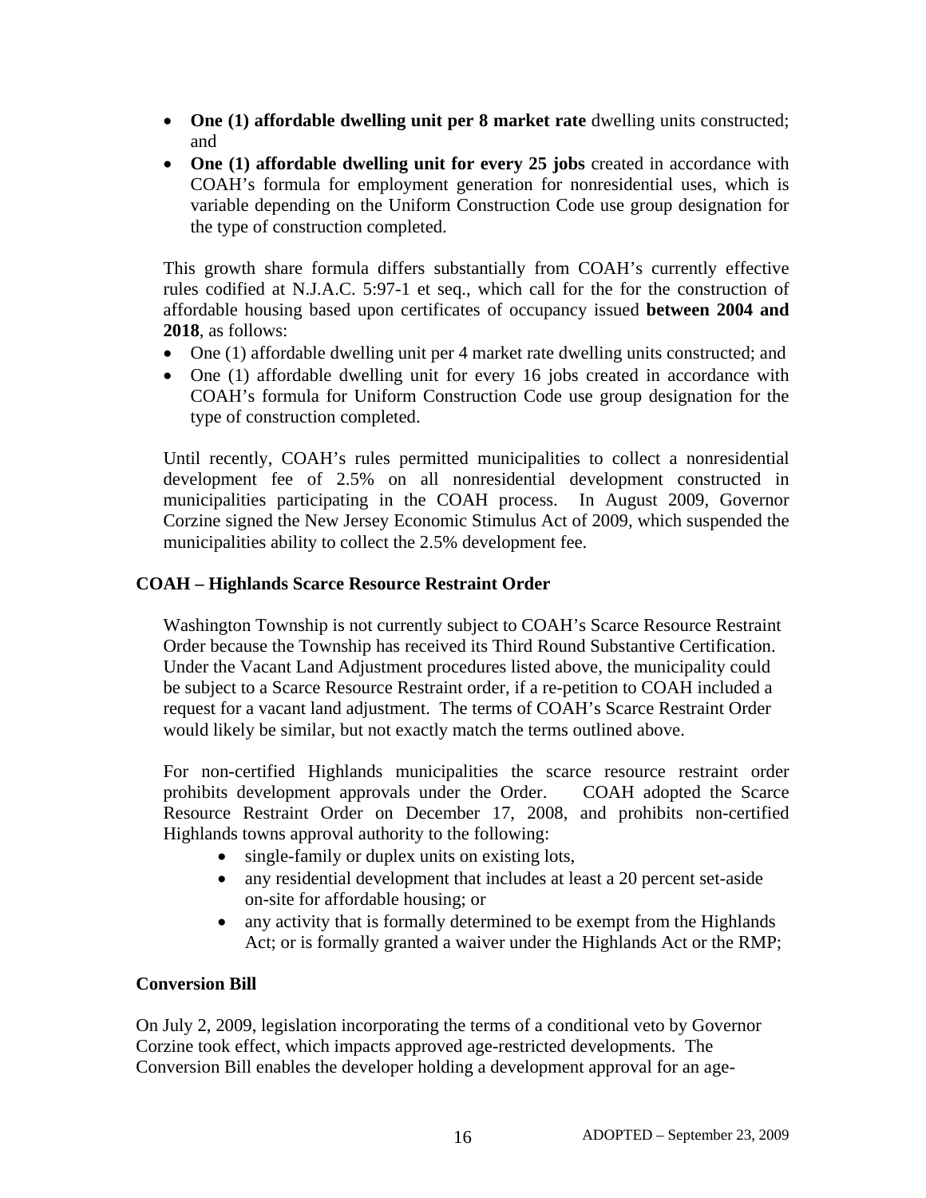- **One (1) affordable dwelling unit per 8 market rate** dwelling units constructed; and
- **One (1) affordable dwelling unit for every 25 jobs** created in accordance with COAH's formula for employment generation for nonresidential uses, which is variable depending on the Uniform Construction Code use group designation for the type of construction completed.

This growth share formula differs substantially from COAH's currently effective rules codified at N.J.A.C. 5:97-1 et seq., which call for the for the construction of affordable housing based upon certificates of occupancy issued **between 2004 and 2018**, as follows:

- One (1) affordable dwelling unit per 4 market rate dwelling units constructed; and
- One (1) affordable dwelling unit for every 16 jobs created in accordance with COAH's formula for Uniform Construction Code use group designation for the type of construction completed.

Until recently, COAH's rules permitted municipalities to collect a nonresidential development fee of 2.5% on all nonresidential development constructed in municipalities participating in the COAH process. In August 2009, Governor Corzine signed the New Jersey Economic Stimulus Act of 2009, which suspended the municipalities ability to collect the 2.5% development fee.

### COAH – Highlands Scarce Resource Restraint Order

Washington Township is not currently subject to COAH's Scarce Resource Restraint Order because the Township has received its Third Round Substantive Certification. Under the Vacant Land Adjustment procedures listed above, the municipality could be subject to a Scarce Resource Restraint order, if a re-petition to COAH included a request for a vacant land adjustment. The terms of COAH's Scarce Restraint Order would likely be similar, but not exactly match the terms outlined above.

For non-certified Highlands municipalities the scarce resource restraint order prohibits development approvals under the Order. COAH adopted the Scarce Resource Restraint Order on December 17, 2008, and prohibits non-certified Highlands towns approval authority to the following:

- single-family or duplex units on existing lots,
- any residential development that includes at least a 20 percent set-aside on-site for affordable housing; or
- any activity that is formally determined to be exempt from the Highlands Act; or is formally granted a waiver under the Highlands Act or the RMP;

### Conversion Bill

On July 2, 2009, legislation incorporating the terms of a conditional veto by Governor Corzine took effect, which impacts approved age-restricted developments. The Conversion Bill enables the developer holding a development approval for an age-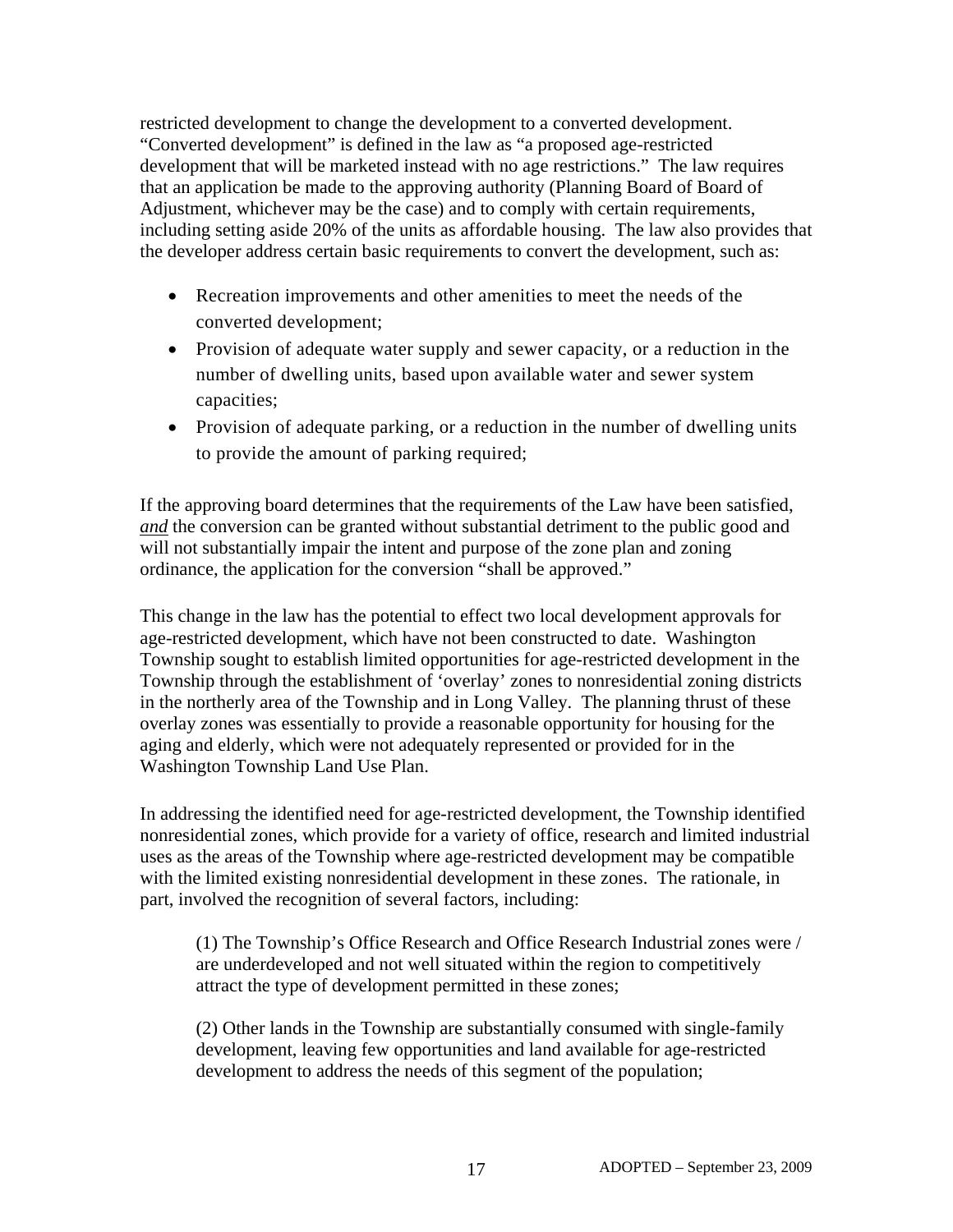restricted development to change the development to a converted development. "Converted development" is defined in the law as "a proposed age-restricted development that will be marketed instead with no age restrictions." The law requires that an application be made to the approving authority (Planning Board of Board of Adjustment, whichever may be the case) and to comply with certain requirements, including setting aside 20% of the units as affordable housing. The law also provides that the developer address certain basic requirements to convert the development, such as:

- Recreation improvements and other amenities to meet the needs of the converted development;
- Provision of adequate water supply and sewer capacity, or a reduction in the number of dwelling units, based upon available water and sewer system capacities;
- Provision of adequate parking, or a reduction in the number of dwelling units to provide the amount of parking required;

If the approving board determines that the requirements of the Law have been satisfied, ***and*** the conversion can be granted without substantial detriment to the public good and will not substantially impair the intent and purpose of the zone plan and zoning ordinance, the application for the conversion "shall be approved."

This change in the law has the potential to effect two local development approvals for age-restricted development, which have not been constructed to date. Washington Township sought to establish limited opportunities for age-restricted development in the Township through the establishment of 'overlay' zones to nonresidential zoning districts in the northerly area of the Township and in Long Valley. The planning thrust of these overlay zones was essentially to provide a reasonable opportunity for housing for the aging and elderly, which were not adequately represented or provided for in the Washington Township Land Use Plan.

In addressing the identified need for age-restricted development, the Township identified nonresidential zones, which provide for a variety of office, research and limited industrial uses as the areas of the Township where age-restricted development may be compatible with the limited existing nonresidential development in these zones. The rationale, in part, involved the recognition of several factors, including:

(1) The Township's Office Research and Office Research Industrial zones were / are underdeveloped and not well situated within the region to competitively attract the type of development permitted in these zones;

(2) Other lands in the Township are substantially consumed with single-family development, leaving few opportunities and land available for age-restricted development to address the needs of this segment of the population;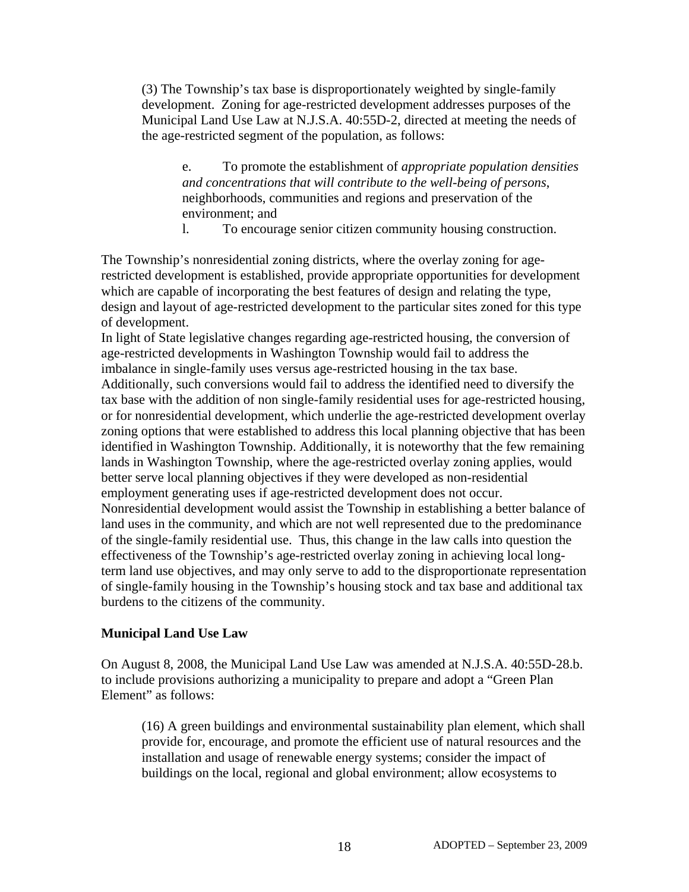(3) The Township's tax base is disproportionately weighted by single-family development. Zoning for age-restricted development addresses purposes of the Municipal Land Use Law at N.J.S.A. 40:55D-2, directed at meeting the needs of the age-restricted segment of the population, as follows:

> e. To promote the establishment of *appropriate population densities and concentrations that will contribute to the well-being of persons*, neighborhoods, communities and regions and preservation of the environment; and
>
> l. To encourage senior citizen community housing construction.

The Township's nonresidential zoning districts, where the overlay zoning for age-restricted development is established, provide appropriate opportunities for development which are capable of incorporating the best features of design and relating the type, design and layout of age-restricted development to the particular sites zoned for this type of development.

In light of State legislative changes regarding age-restricted housing, the conversion of age-restricted developments in Washington Township would fail to address the imbalance in single-family uses versus age-restricted housing in the tax base. Additionally, such conversions would fail to address the identified need to diversify the tax base with the addition of non single-family residential uses for age-restricted housing, or for nonresidential development, which underlie the age-restricted development overlay zoning options that were established to address this local planning objective that has been identified in Washington Township. Additionally, it is noteworthy that the few remaining lands in Washington Township, where the age-restricted overlay zoning applies, would better serve local planning objectives if they were developed as non-residential employment generating uses if age-restricted development does not occur. Nonresidential development would assist the Township in establishing a better balance of land uses in the community, and which are not well represented due to the predominance of the single-family residential use. Thus, this change in the law calls into question the effectiveness of the Township's age-restricted overlay zoning in achieving local long-term land use objectives, and may only serve to add to the disproportionate representation of single-family housing in the Township's housing stock and tax base and additional tax burdens to the citizens of the community.

**Municipal Land Use Law**

On August 8, 2008, the Municipal Land Use Law was amended at N.J.S.A. 40:55D-28.b. to include provisions authorizing a municipality to prepare and adopt a "Green Plan Element" as follows:

> (16) A green buildings and environmental sustainability plan element, which shall provide for, encourage, and promote the efficient use of natural resources and the installation and usage of renewable energy systems; consider the impact of buildings on the local, regional and global environment; allow ecosystems to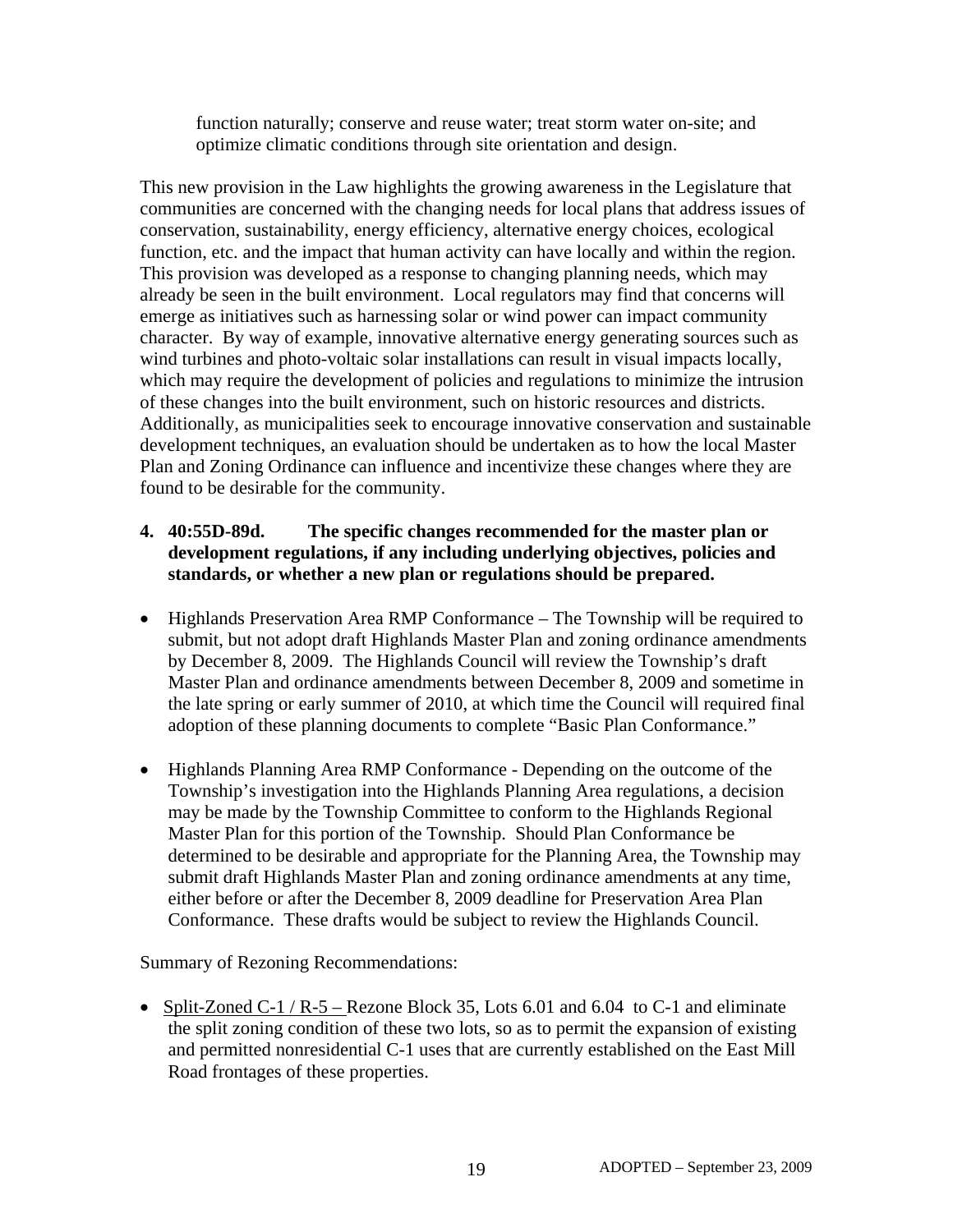function naturally; conserve and reuse water; treat storm water on-site; and optimize climatic conditions through site orientation and design.

This new provision in the Law highlights the growing awareness in the Legislature that communities are concerned with the changing needs for local plans that address issues of conservation, sustainability, energy efficiency, alternative energy choices, ecological function, etc. and the impact that human activity can have locally and within the region. This provision was developed as a response to changing planning needs, which may already be seen in the built environment. Local regulators may find that concerns will emerge as initiatives such as harnessing solar or wind power can impact community character. By way of example, innovative alternative energy generating sources such as wind turbines and photo-voltaic solar installations can result in visual impacts locally, which may require the development of policies and regulations to minimize the intrusion of these changes into the built environment, such on historic resources and districts. Additionally, as municipalities seek to encourage innovative conservation and sustainable development techniques, an evaluation should be undertaken as to how the local Master Plan and Zoning Ordinance can influence and incentivize these changes where they are found to be desirable for the community.

**4. 40:55D-89d. The specific changes recommended for the master plan or development regulations, if any including underlying objectives, policies and standards, or whether a new plan or regulations should be prepared.**

- Highlands Preservation Area RMP Conformance – The Township will be required to submit, but not adopt draft Highlands Master Plan and zoning ordinance amendments by December 8, 2009. The Highlands Council will review the Township's draft Master Plan and ordinance amendments between December 8, 2009 and sometime in the late spring or early summer of 2010, at which time the Council will required final adoption of these planning documents to complete "Basic Plan Conformance."

- Highlands Planning Area RMP Conformance - Depending on the outcome of the Township's investigation into the Highlands Planning Area regulations, a decision may be made by the Township Committee to conform to the Highlands Regional Master Plan for this portion of the Township. Should Plan Conformance be determined to be desirable and appropriate for the Planning Area, the Township may submit draft Highlands Master Plan and zoning ordinance amendments at any time, either before or after the December 8, 2009 deadline for Preservation Area Plan Conformance. These drafts would be subject to review the Highlands Council.

Summary of Rezoning Recommendations:

- Split-Zoned C-1 / R-5 – Rezone Block 35, Lots 6.01 and 6.04 to C-1 and eliminate the split zoning condition of these two lots, so as to permit the expansion of existing and permitted nonresidential C-1 uses that are currently established on the East Mill Road frontages of these properties.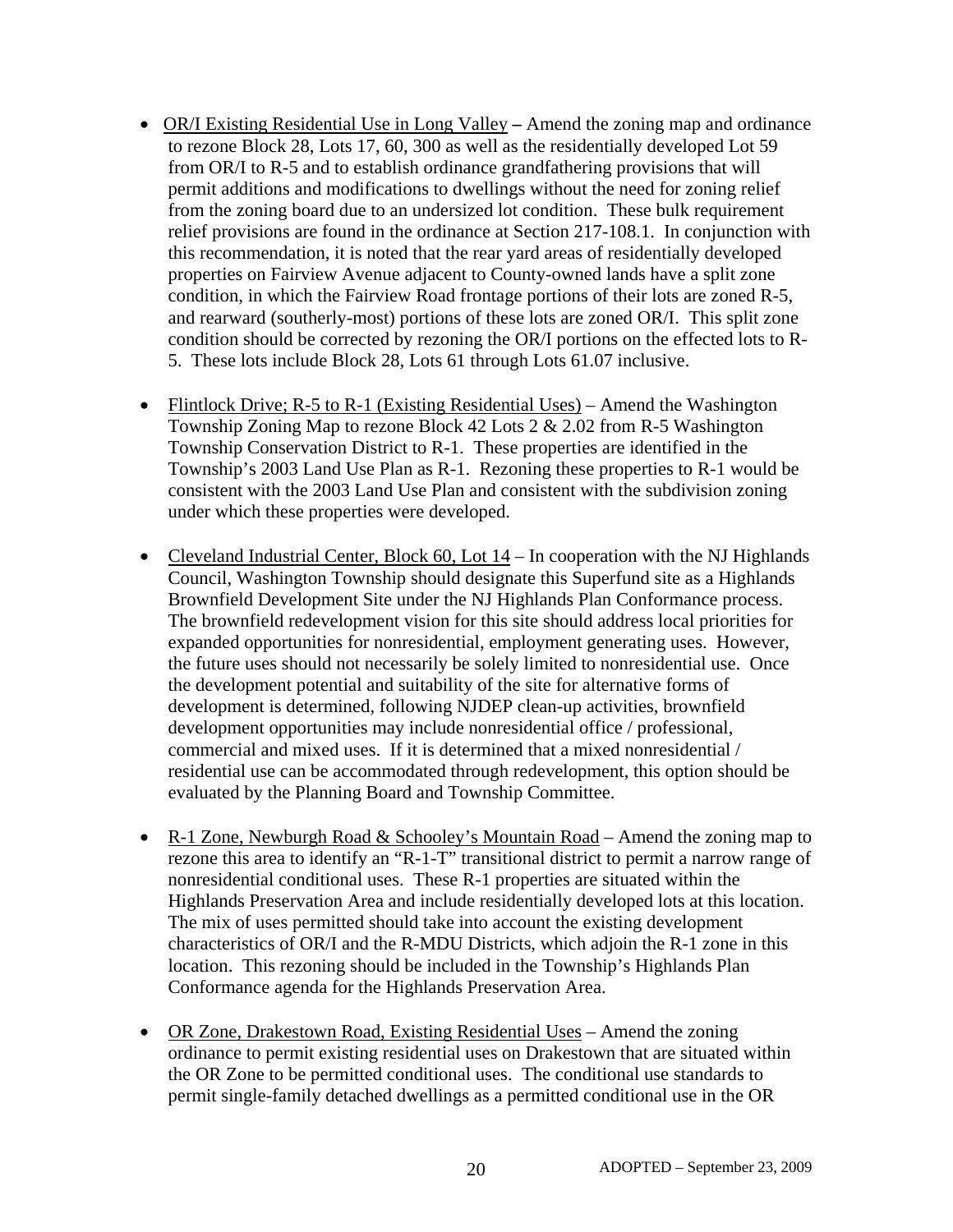- OR/I Existing Residential Use in Long Valley – Amend the zoning map and ordinance to rezone Block 28, Lots 17, 60, 300 as well as the residentially developed Lot 59 from OR/I to R-5 and to establish ordinance grandfathering provisions that will permit additions and modifications to dwellings without the need for zoning relief from the zoning board due to an undersized lot condition. These bulk requirement relief provisions are found in the ordinance at Section 217-108.1. In conjunction with this recommendation, it is noted that the rear yard areas of residentially developed properties on Fairview Avenue adjacent to County-owned lands have a split zone condition, in which the Fairview Road frontage portions of their lots are zoned R-5, and rearward (southerly-most) portions of these lots are zoned OR/I. This split zone condition should be corrected by rezoning the OR/I portions on the effected lots to R-5. These lots include Block 28, Lots 61 through Lots 61.07 inclusive.

- Flintlock Drive; R-5 to R-1 (Existing Residential Uses) – Amend the Washington Township Zoning Map to rezone Block 42 Lots 2 & 2.02 from R-5 Washington Township Conservation District to R-1. These properties are identified in the Township's 2003 Land Use Plan as R-1. Rezoning these properties to R-1 would be consistent with the 2003 Land Use Plan and consistent with the subdivision zoning under which these properties were developed.

- Cleveland Industrial Center, Block 60, Lot 14 – In cooperation with the NJ Highlands Council, Washington Township should designate this Superfund site as a Highlands Brownfield Development Site under the NJ Highlands Plan Conformance process. The brownfield redevelopment vision for this site should address local priorities for expanded opportunities for nonresidential, employment generating uses. However, the future uses should not necessarily be solely limited to nonresidential use. Once the development potential and suitability of the site for alternative forms of development is determined, following NJDEP clean-up activities, brownfield development opportunities may include nonresidential office / professional, commercial and mixed uses. If it is determined that a mixed nonresidential / residential use can be accommodated through redevelopment, this option should be evaluated by the Planning Board and Township Committee.

- R-1 Zone, Newburgh Road & Schooley's Mountain Road – Amend the zoning map to rezone this area to identify an "R-1-T" transitional district to permit a narrow range of nonresidential conditional uses. These R-1 properties are situated within the Highlands Preservation Area and include residentially developed lots at this location. The mix of uses permitted should take into account the existing development characteristics of OR/I and the R-MDU Districts, which adjoin the R-1 zone in this location. This rezoning should be included in the Township's Highlands Plan Conformance agenda for the Highlands Preservation Area.

- OR Zone, Drakestown Road, Existing Residential Uses – Amend the zoning ordinance to permit existing residential uses on Drakestown that are situated within the OR Zone to be permitted conditional uses. The conditional use standards to permit single-family detached dwellings as a permitted conditional use in the OR

ADOPTED – September 23, 2009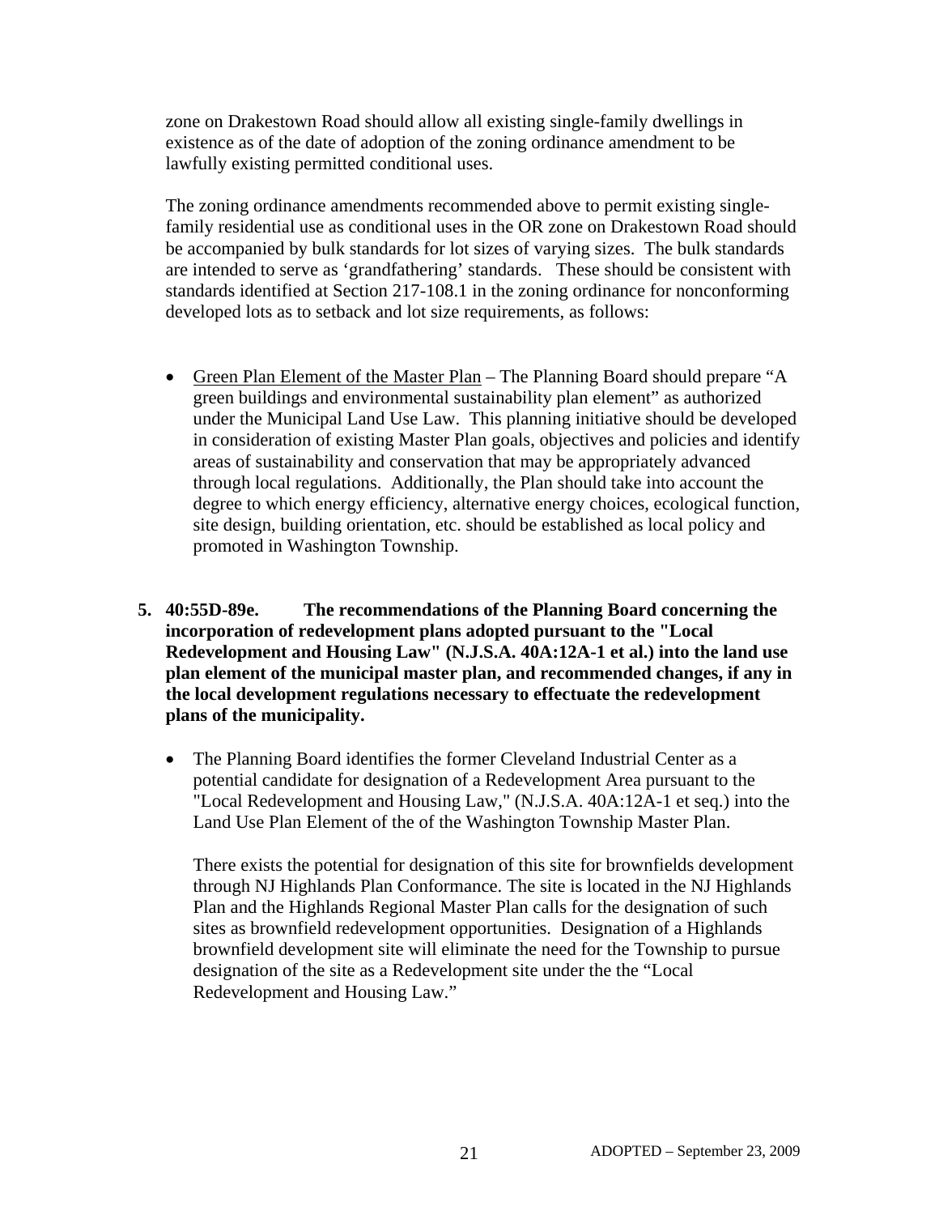zone on Drakestown Road should allow all existing single-family dwellings in existence as of the date of adoption of the zoning ordinance amendment to be lawfully existing permitted conditional uses.

The zoning ordinance amendments recommended above to permit existing single-family residential use as conditional uses in the OR zone on Drakestown Road should be accompanied by bulk standards for lot sizes of varying sizes. The bulk standards are intended to serve as 'grandfathering' standards. These should be consistent with standards identified at Section 217-108.1 in the zoning ordinance for nonconforming developed lots as to setback and lot size requirements, as follows:

- Green Plan Element of the Master Plan – The Planning Board should prepare "A green buildings and environmental sustainability plan element" as authorized under the Municipal Land Use Law. This planning initiative should be developed in consideration of existing Master Plan goals, objectives and policies and identify areas of sustainability and conservation that may be appropriately advanced through local regulations. Additionally, the Plan should take into account the degree to which energy efficiency, alternative energy choices, ecological function, site design, building orientation, etc. should be established as local policy and promoted in Washington Township.

**5. 40:55D-89e. The recommendations of the Planning Board concerning the incorporation of redevelopment plans adopted pursuant to the "Local Redevelopment and Housing Law" (N.J.S.A. 40A:12A-1 et al.) into the land use plan element of the municipal master plan, and recommended changes, if any in the local development regulations necessary to effectuate the redevelopment plans of the municipality.**

- The Planning Board identifies the former Cleveland Industrial Center as a potential candidate for designation of a Redevelopment Area pursuant to the "Local Redevelopment and Housing Law," (N.J.S.A. 40A:12A-1 et seq.) into the Land Use Plan Element of the of the Washington Township Master Plan.

  There exists the potential for designation of this site for brownfields development through NJ Highlands Plan Conformance. The site is located in the NJ Highlands Plan and the Highlands Regional Master Plan calls for the designation of such sites as brownfield redevelopment opportunities. Designation of a Highlands brownfield development site will eliminate the need for the Township to pursue designation of the site as a Redevelopment site under the the "Local Redevelopment and Housing Law."